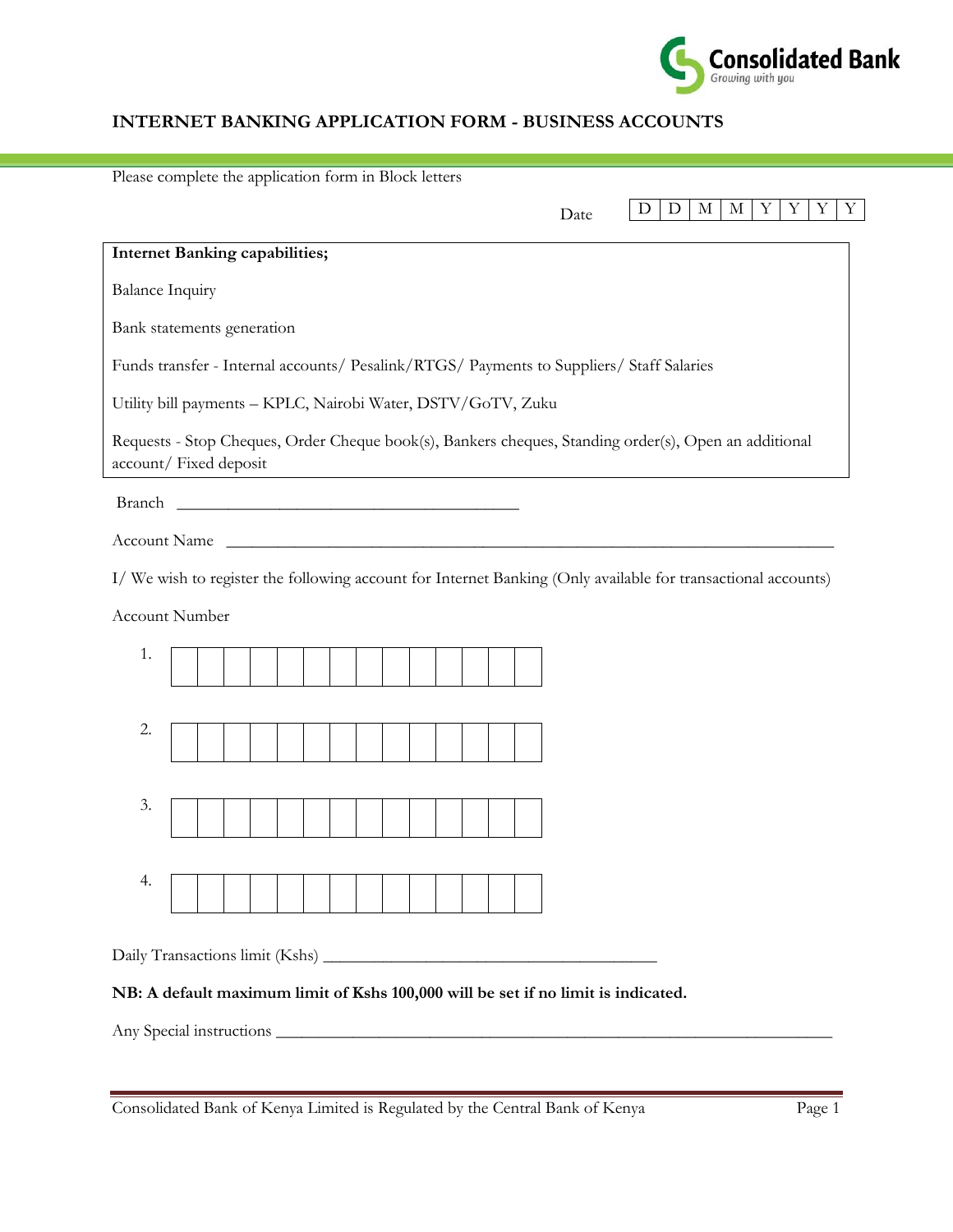Consolidated Bank
Growing with you

# INTERNET BANKING APPLICATION FORM - BUSINESS ACCOUNTS

Please complete the application form in Block letters

Date | D | D | M | M | Y | Y | Y | Y |

**Internet Banking capabilities;**

Balance Inquiry

Bank statements generation

Funds transfer - Internal accounts/ Pesalink/RTGS/ Payments to Suppliers/ Staff Salaries

Utility bill payments – KPLC, Nairobi Water, DSTV/GoTV, Zuku

Requests - Stop Cheques, Order Cheque book(s), Bankers cheques, Standing order(s), Open an additional account/ Fixed deposit

Branch ________________________________________

Account Name ________________________________________________________________________

I/ We wish to register the following account for Internet Banking (Only available for transactional accounts)

Account Number

1. | | | | | | | | | | | | | | |

2. | | | | | | | | | | | | | | |

3. | | | | | | | | | | | | | | |

4. | | | | | | | | | | | | | | |

Daily Transactions limit (Kshs) ______________________________________

**NB: A default maximum limit of Kshs 100,000 will be set if no limit is indicated.**

Any Special instructions _______________________________________________________________

Consolidated Bank of Kenya Limited is Regulated by the Central Bank of Kenya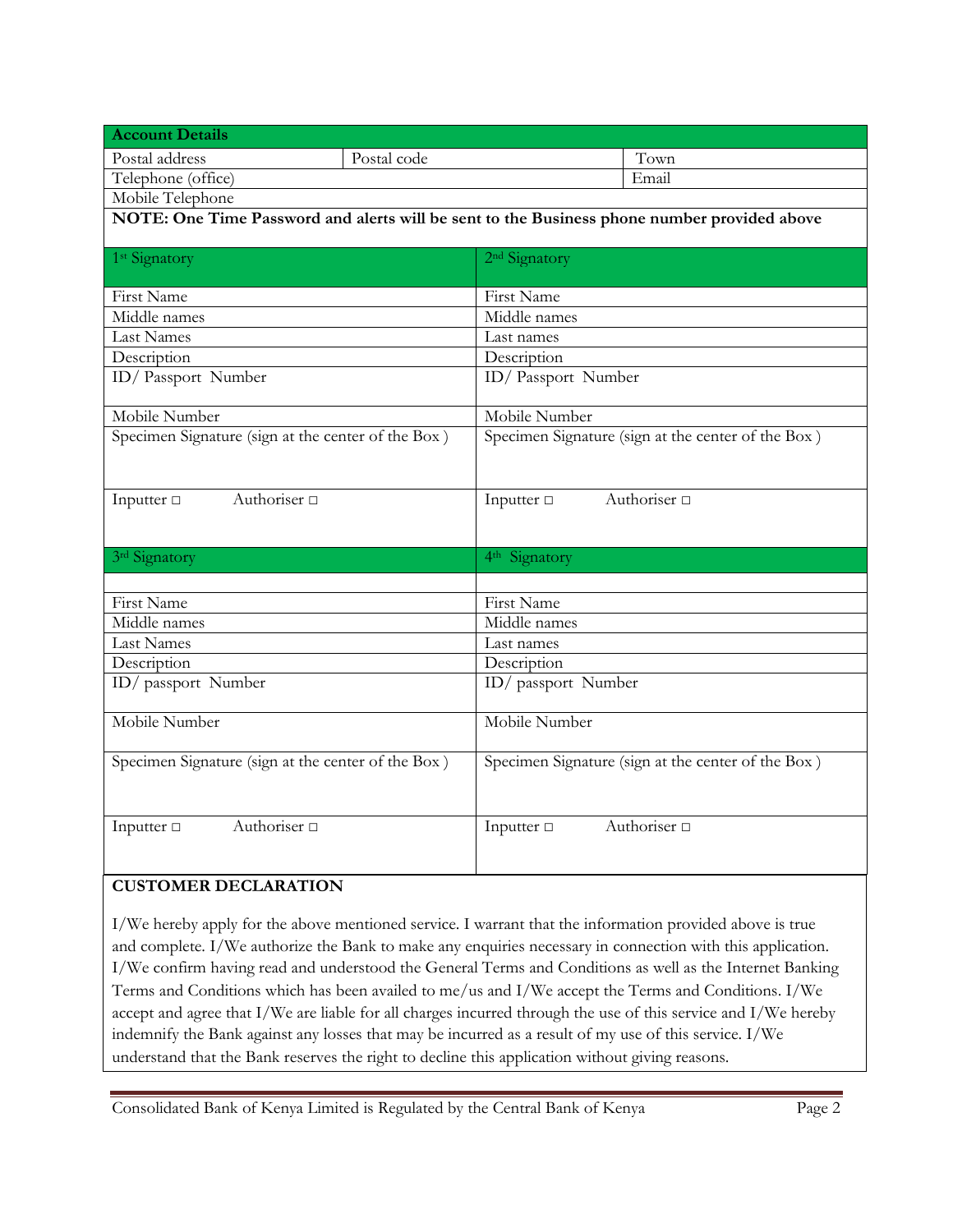| **Account Details** | | |
|---|---|---|
| Postal address | Postal code | Town |
| Telephone (office) | | Email |
| Mobile Telephone | | |
| **NOTE: One Time Password and alerts will be sent to the Business phone number provided above** | | |

| 1st Signatory | 2nd Signatory |
|---|---|
| First Name | First Name |
| Middle names | Middle names |
| Last Names | Last names |
| Description | Description |
| ID/ Passport Number | ID/ Passport Number |
| Mobile Number | Mobile Number |
| Specimen Signature (sign at the center of the Box ) | Specimen Signature (sign at the center of the Box ) |
| Inputter □ Authoriser □ | Inputter □ Authoriser □ |

| 3rd Signatory | 4th Signatory |
|---|---|
| | |
| First Name | First Name |
| Middle names | Middle names |
| Last Names | Last names |
| Description | Description |
| ID/ passport Number | ID/ passport Number |
| Mobile Number | Mobile Number |
| Specimen Signature (sign at the center of the Box ) | Specimen Signature (sign at the center of the Box ) |
| Inputter □ Authoriser □ | Inputter □ Authoriser □ |

**CUSTOMER DECLARATION**

I/We hereby apply for the above mentioned service. I warrant that the information provided above is true and complete. I/We authorize the Bank to make any enquiries necessary in connection with this application. I/We confirm having read and understood the General Terms and Conditions as well as the Internet Banking Terms and Conditions which has been availed to me/us and I/We accept the Terms and Conditions. I/We accept and agree that I/We are liable for all charges incurred through the use of this service and I/We hereby indemnify the Bank against any losses that may be incurred as a result of my use of this service. I/We understand that the Bank reserves the right to decline this application without giving reasons.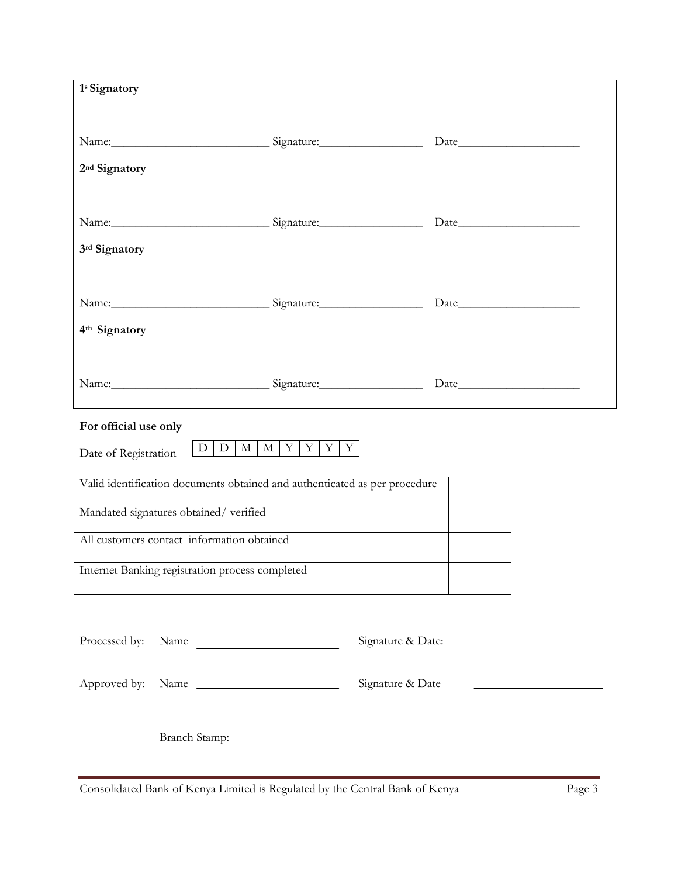**1[s] Signatory**

Name:___________________________ Signature:__________________ Date_____________________

**2[nd] Signatory**

Name:___________________________ Signature:__________________ Date_____________________

**3[rd] Signatory**

Name:___________________________ Signature:__________________ Date_____________________

**4[th] Signatory**

Name:___________________________ Signature:__________________ Date_____________________

**For official use only**

Date of Registration

| D | D | M | M | Y | Y | Y | Y |
|---|---|---|---|---|---|---|---|

| | |
|---|---|
| Valid identification documents obtained and authenticated as per procedure | |
| Mandated signatures obtained/ verified | |
| All customers contact information obtained | |
| Internet Banking registration process completed | |

Processed by: Name ________________________ Signature & Date: ______________________

Approved by: Name ________________________ Signature & Date ______________________

Branch Stamp:

Consolidated Bank of Kenya Limited is Regulated by the Central Bank of Kenya